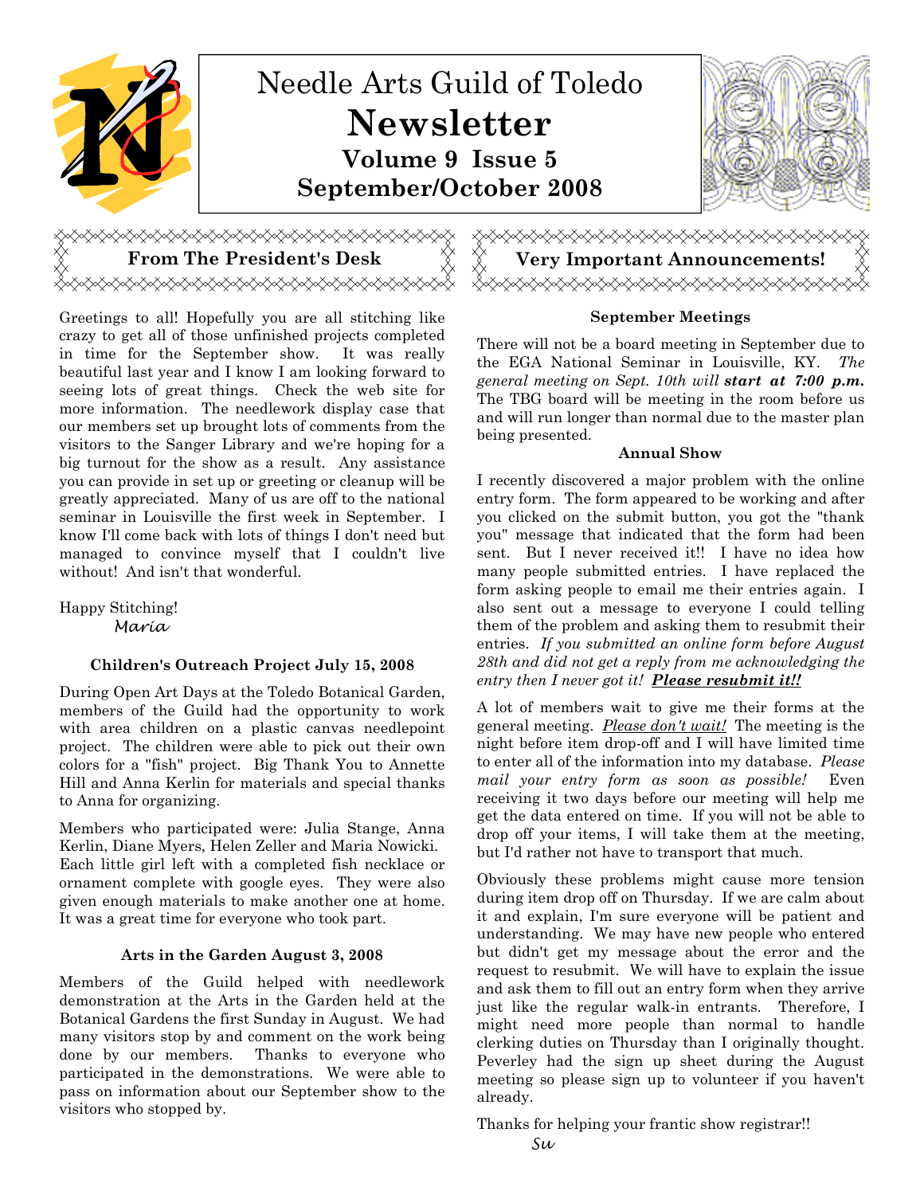# Needle Arts Guild of Toledo

# Newsletter

### Volume 9 Issue 5

### September/October 2008

## From The President's Desk

Greetings to all! Hopefully you are all stitching like crazy to get all of those unfinished projects completed in time for the September show. It was really beautiful last year and I know I am looking forward to seeing lots of great things. Check the web site for more information. The needlework display case that our members set up brought lots of comments from the visitors to the Sanger Library and we're hoping for a big turnout for the show as a result. Any assistance you can provide in set up or greeting or cleanup will be greatly appreciated. Many of us are off to the national seminar in Louisville the first week in September. I know I'll come back with lots of things I don't need but managed to convince myself that I couldn't live without! And isn't that wonderful.

Happy Stitching!
Maria

### Children's Outreach Project July 15, 2008

During Open Art Days at the Toledo Botanical Garden, members of the Guild had the opportunity to work with area children on a plastic canvas needlepoint project. The children were able to pick out their own colors for a "fish" project. Big Thank You to Annette Hill and Anna Kerlin for materials and special thanks to Anna for organizing.

Members who participated were: Julia Stange, Anna Kerlin, Diane Myers, Helen Zeller and Maria Nowicki. Each little girl left with a completed fish necklace or ornament complete with google eyes. They were also given enough materials to make another one at home. It was a great time for everyone who took part.

### Arts in the Garden August 3, 2008

Members of the Guild helped with needlework demonstration at the Arts in the Garden held at the Botanical Gardens the first Sunday in August. We had many visitors stop by and comment on the work being done by our members. Thanks to everyone who participated in the demonstrations. We were able to pass on information about our September show to the visitors who stopped by.

## Very Important Announcements!

### September Meetings

There will not be a board meeting in September due to the EGA National Seminar in Louisville, KY. *The general meeting on Sept. 10th will* ***start at 7:00 p.m.*** The TBG board will be meeting in the room before us and will run longer than normal due to the master plan being presented.

### Annual Show

I recently discovered a major problem with the online entry form. The form appeared to be working and after you clicked on the submit button, you got the "thank you" message that indicated that the form had been sent. But I never received it!! I have no idea how many people submitted entries. I have replaced the form asking people to email me their entries again. I also sent out a message to everyone I could telling them of the problem and asking them to resubmit their entries. *If you submitted an online form before August 28th and did not get a reply from me acknowledging the entry then I never got it!* ***Please resubmit it!!***

A lot of members wait to give me their forms at the general meeting. *Please don't wait!* The meeting is the night before item drop-off and I will have limited time to enter all of the information into my database. *Please mail your entry form as soon as possible!* Even receiving it two days before our meeting will help me get the data entered on time. If you will not be able to drop off your items, I will take them at the meeting, but I'd rather not have to transport that much.

Obviously these problems might cause more tension during item drop off on Thursday. If we are calm about it and explain, I'm sure everyone will be patient and understanding. We may have new people who entered but didn't get my message about the error and the request to resubmit. We will have to explain the issue and ask them to fill out an entry form when they arrive just like the regular walk-in entrants. Therefore, I might need more people than normal to handle clerking duties on Thursday than I originally thought. Peverley had the sign up sheet during the August meeting so please sign up to volunteer if you haven't already.

Thanks for helping your frantic show registrar!!
Su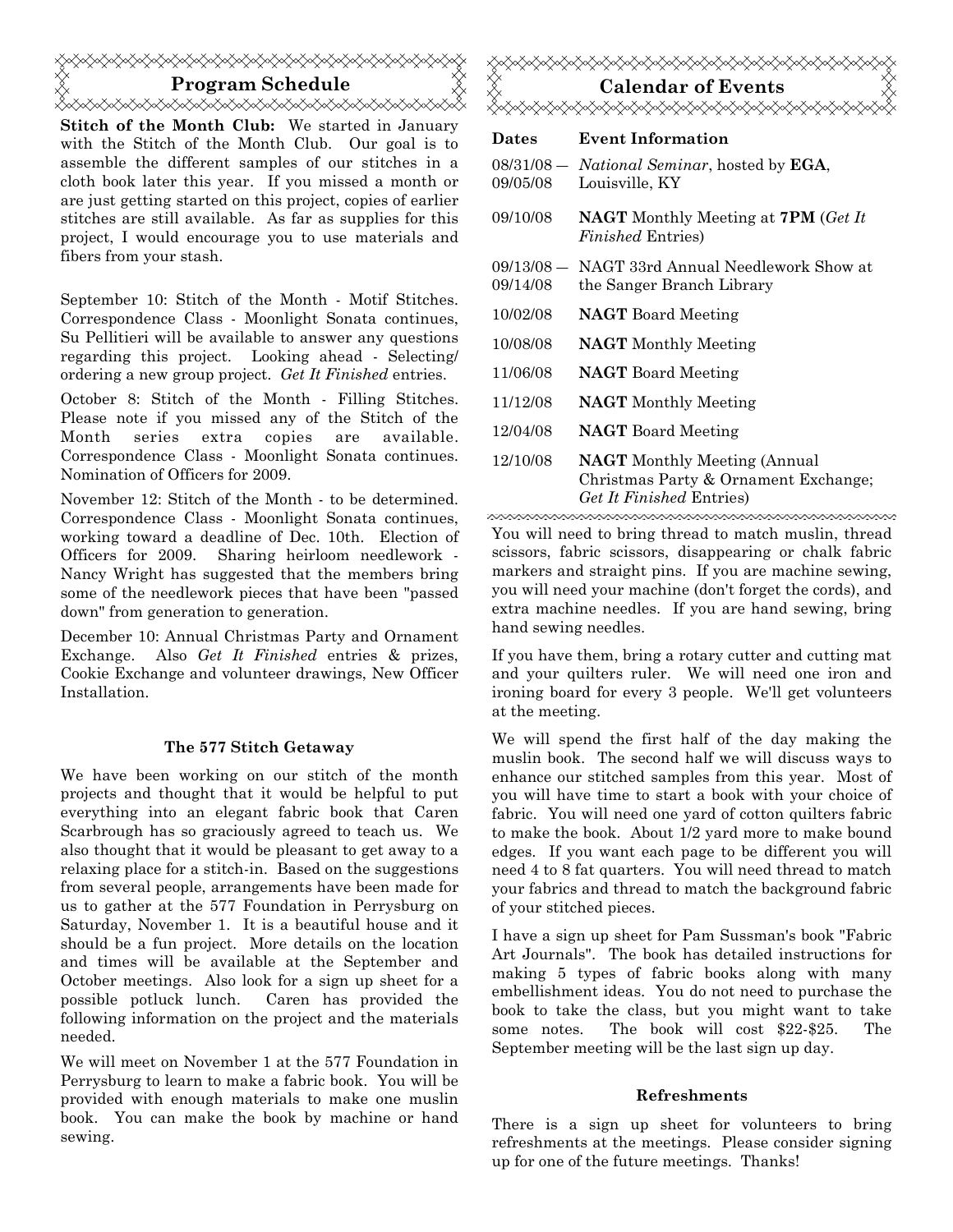## Program Schedule

**Stitch of the Month Club:** We started in January with the Stitch of the Month Club. Our goal is to assemble the different samples of our stitches in a cloth book later this year. If you missed a month or are just getting started on this project, copies of earlier stitches are still available. As far as supplies for this project, I would encourage you to use materials and fibers from your stash.

September 10: Stitch of the Month - Motif Stitches. Correspondence Class - Moonlight Sonata continues, Su Pellitieri will be available to answer any questions regarding this project. Looking ahead - Selecting/ordering a new group project. *Get It Finished* entries.

October 8: Stitch of the Month - Filling Stitches. Please note if you missed any of the Stitch of the Month series extra copies are available. Correspondence Class - Moonlight Sonata continues. Nomination of Officers for 2009.

November 12: Stitch of the Month - to be determined. Correspondence Class - Moonlight Sonata continues, working toward a deadline of Dec. 10th. Election of Officers for 2009. Sharing heirloom needlework - Nancy Wright has suggested that the members bring some of the needlework pieces that have been "passed down" from generation to generation.

December 10: Annual Christmas Party and Ornament Exchange. Also *Get It Finished* entries & prizes, Cookie Exchange and volunteer drawings, New Officer Installation.

### The 577 Stitch Getaway

We have been working on our stitch of the month projects and thought that it would be helpful to put everything into an elegant fabric book that Caren Scarbrough has so graciously agreed to teach us. We also thought that it would be pleasant to get away to a relaxing place for a stitch-in. Based on the suggestions from several people, arrangements have been made for us to gather at the 577 Foundation in Perrysburg on Saturday, November 1. It is a beautiful house and it should be a fun project. More details on the location and times will be available at the September and October meetings. Also look for a sign up sheet for a possible potluck lunch. Caren has provided the following information on the project and the materials needed.

We will meet on November 1 at the 577 Foundation in Perrysburg to learn to make a fabric book. You will be provided with enough materials to make one muslin book. You can make the book by machine or hand sewing.

You will need to bring thread to match muslin, thread scissors, fabric scissors, disappearing or chalk fabric markers and straight pins. If you are machine sewing, you will need your machine (don't forget the cords), and extra machine needles. If you are hand sewing, bring hand sewing needles.

If you have them, bring a rotary cutter and cutting mat and your quilters ruler. We will need one iron and ironing board for every 3 people. We'll get volunteers at the meeting.

We will spend the first half of the day making the muslin book. The second half we will discuss ways to enhance our stitched samples from this year. Most of you will have time to start a book with your choice of fabric. You will need one yard of cotton quilters fabric to make the book. About 1/2 yard more to make bound edges. If you want each page to be different you will need 4 to 8 fat quarters. You will need thread to match your fabrics and thread to match the background fabric of your stitched pieces.

I have a sign up sheet for Pam Sussman's book "Fabric Art Journals". The book has detailed instructions for making 5 types of fabric books along with many embellishment ideas. You do not need to purchase the book to take the class, but you might want to take some notes. The book will cost $22-$25. The September meeting will be the last sign up day.

## Calendar of Events

| Dates | Event Information |
|---|---|
| 08/31/08 — 09/05/08 | *National Seminar*, hosted by **EGA**, Louisville, KY |
| 09/10/08 | **NAGT** Monthly Meeting at **7PM** (*Get It Finished* Entries) |
| 09/13/08 — 09/14/08 | NAGT 33rd Annual Needlework Show at the Sanger Branch Library |
| 10/02/08 | **NAGT** Board Meeting |
| 10/08/08 | **NAGT** Monthly Meeting |
| 11/06/08 | **NAGT** Board Meeting |
| 11/12/08 | **NAGT** Monthly Meeting |
| 12/04/08 | **NAGT** Board Meeting |
| 12/10/08 | **NAGT** Monthly Meeting (Annual Christmas Party & Ornament Exchange; *Get It Finished* Entries) |

### Refreshments

There is a sign up sheet for volunteers to bring refreshments at the meetings. Please consider signing up for one of the future meetings. Thanks!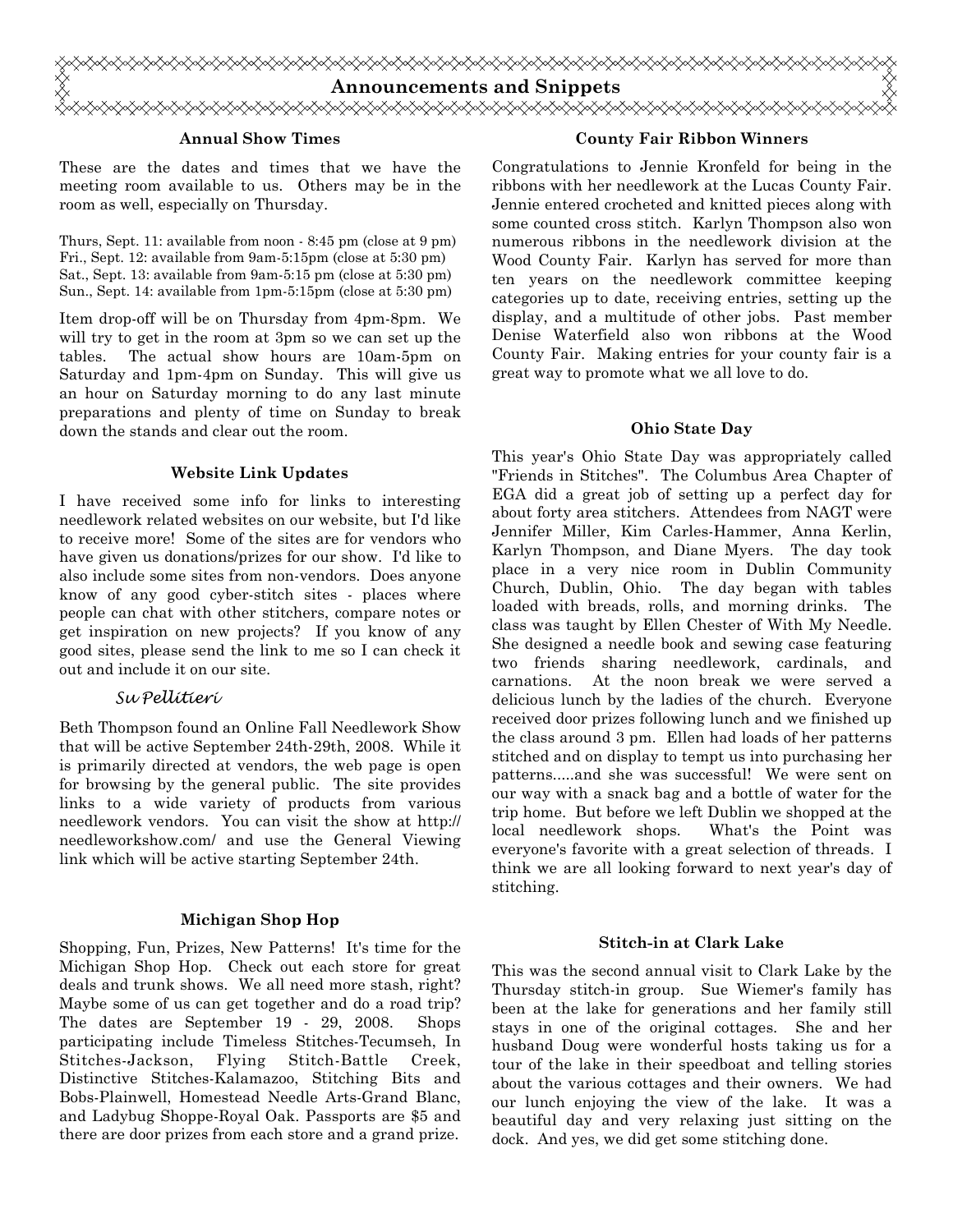# Announcements and Snippets

### Annual Show Times

These are the dates and times that we have the meeting room available to us. Others may be in the room as well, especially on Thursday.

Thurs, Sept. 11: available from noon - 8:45 pm (close at 9 pm)
Fri., Sept. 12: available from 9am-5:15pm (close at 5:30 pm)
Sat., Sept. 13: available from 9am-5:15 pm (close at 5:30 pm)
Sun., Sept. 14: available from 1pm-5:15pm (close at 5:30 pm)

Item drop-off will be on Thursday from 4pm-8pm. We will try to get in the room at 3pm so we can set up the tables. The actual show hours are 10am-5pm on Saturday and 1pm-4pm on Sunday. This will give us an hour on Saturday morning to do any last minute preparations and plenty of time on Sunday to break down the stands and clear out the room.

### Website Link Updates

I have received some info for links to interesting needlework related websites on our website, but I'd like to receive more! Some of the sites are for vendors who have given us donations/prizes for our show. I'd like to also include some sites from non-vendors. Does anyone know of any good cyber-stitch sites - places where people can chat with other stitchers, compare notes or get inspiration on new projects? If you know of any good sites, please send the link to me so I can check it out and include it on our site.

*Su Pellitieri*

Beth Thompson found an Online Fall Needlework Show that will be active September 24th-29th, 2008. While it is primarily directed at vendors, the web page is open for browsing by the general public. The site provides links to a wide variety of products from various needlework vendors. You can visit the show at http://needleworkshow.com/ and use the General Viewing link which will be active starting September 24th.

### Michigan Shop Hop

Shopping, Fun, Prizes, New Patterns! It's time for the Michigan Shop Hop. Check out each store for great deals and trunk shows. We all need more stash, right? Maybe some of us can get together and do a road trip? The dates are September 19 - 29, 2008. Shops participating include Timeless Stitches-Tecumseh, In Stitches-Jackson, Flying Stitch-Battle Creek, Distinctive Stitches-Kalamazoo, Stitching Bits and Bobs-Plainwell, Homestead Needle Arts-Grand Blanc, and Ladybug Shoppe-Royal Oak. Passports are $5 and there are door prizes from each store and a grand prize.

### County Fair Ribbon Winners

Congratulations to Jennie Kronfeld for being in the ribbons with her needlework at the Lucas County Fair. Jennie entered crocheted and knitted pieces along with some counted cross stitch. Karlyn Thompson also won numerous ribbons in the needlework division at the Wood County Fair. Karlyn has served for more than ten years on the needlework committee keeping categories up to date, receiving entries, setting up the display, and a multitude of other jobs. Past member Denise Waterfield also won ribbons at the Wood County Fair. Making entries for your county fair is a great way to promote what we all love to do.

### Ohio State Day

This year's Ohio State Day was appropriately called "Friends in Stitches". The Columbus Area Chapter of EGA did a great job of setting up a perfect day for about forty area stitchers. Attendees from NAGT were Jennifer Miller, Kim Carles-Hammer, Anna Kerlin, Karlyn Thompson, and Diane Myers. The day took place in a very nice room in Dublin Community Church, Dublin, Ohio. The day began with tables loaded with breads, rolls, and morning drinks. The class was taught by Ellen Chester of With My Needle. She designed a needle book and sewing case featuring two friends sharing needlework, cardinals, and carnations. At the noon break we were served a delicious lunch by the ladies of the church. Everyone received door prizes following lunch and we finished up the class around 3 pm. Ellen had loads of her patterns stitched and on display to tempt us into purchasing her patterns.....and she was successful! We were sent on our way with a snack bag and a bottle of water for the trip home. But before we left Dublin we shopped at the local needlework shops. What's the Point was everyone's favorite with a great selection of threads. I think we are all looking forward to next year's day of stitching.

### Stitch-in at Clark Lake

This was the second annual visit to Clark Lake by the Thursday stitch-in group. Sue Wiemer's family has been at the lake for generations and her family still stays in one of the original cottages. She and her husband Doug were wonderful hosts taking us for a tour of the lake in their speedboat and telling stories about the various cottages and their owners. We had our lunch enjoying the view of the lake. It was a beautiful day and very relaxing just sitting on the dock. And yes, we did get some stitching done.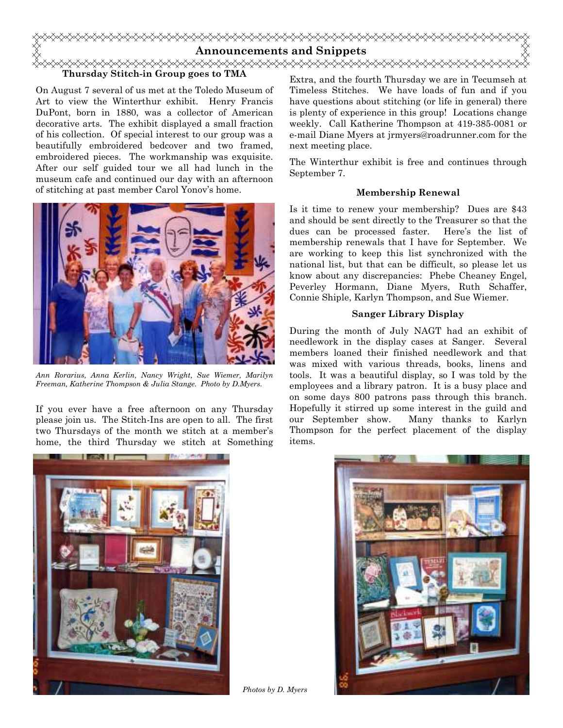## Announcements and Snippets

### Thursday Stitch-in Group goes to TMA

On August 7 several of us met at the Toledo Museum of Art to view the Winterthur exhibit. Henry Francis DuPont, born in 1880, was a collector of American decorative arts. The exhibit displayed a small fraction of his collection. Of special interest to our group was a beautifully embroidered bedcover and two framed, embroidered pieces. The workmanship was exquisite. After our self guided tour we all had lunch in the museum cafe and continued our day with an afternoon of stitching at past member Carol Yonov's home.

*Ann Rorarius, Anna Kerlin, Nancy Wright, Sue Wiemer, Marilyn Freeman, Katherine Thompson & Julia Stange. Photo by D.Myers.*

If you ever have a free afternoon on any Thursday please join us. The Stitch-Ins are open to all. The first two Thursdays of the month we stitch at a member's home, the third Thursday we stitch at Something Extra, and the fourth Thursday we are in Tecumseh at Timeless Stitches. We have loads of fun and if you have questions about stitching (or life in general) there is plenty of experience in this group! Locations change weekly. Call Katherine Thompson at 419-385-0081 or e-mail Diane Myers at jrmyers@roadrunner.com for the next meeting place.

The Winterthur exhibit is free and continues through September 7.

### Membership Renewal

Is it time to renew your membership? Dues are $43 and should be sent directly to the Treasurer so that the dues can be processed faster. Here's the list of membership renewals that I have for September. We are working to keep this list synchronized with the national list, but that can be difficult, so please let us know about any discrepancies: Phebe Cheaney Engel, Peverley Hormann, Diane Myers, Ruth Schaffer, Connie Shiple, Karlyn Thompson, and Sue Wiemer.

### Sanger Library Display

During the month of July NAGT had an exhibit of needlework in the display cases at Sanger. Several members loaned their finished needlework and that was mixed with various threads, books, linens and tools. It was a beautiful display, so I was told by the employees and a library patron. It is a busy place and on some days 800 patrons pass through this branch. Hopefully it stirred up some interest in the guild and our September show. Many thanks to Karlyn Thompson for the perfect placement of the display items.

*Photos by D. Myers*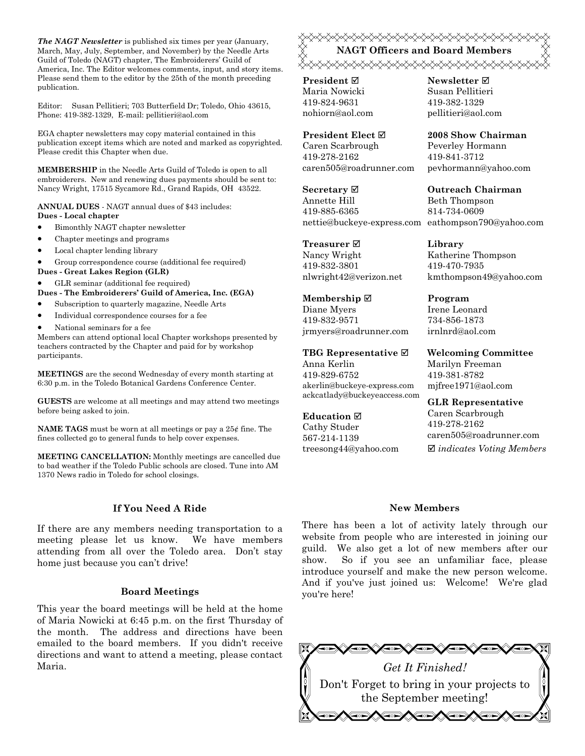***The NAGT Newsletter*** is published six times per year (January, March, May, July, September, and November) by the Needle Arts Guild of Toledo (NAGT) chapter, The Embroiderers' Guild of America, Inc. The Editor welcomes comments, input, and story items. Please send them to the editor by the 25th of the month preceding publication.

Editor: Susan Pellitieri; 703 Butterfield Dr; Toledo, Ohio 43615, Phone: 419-382-1329, E-mail: pellitieri@aol.com

EGA chapter newsletters may copy material contained in this publication except items which are noted and marked as copyrighted. Please credit this Chapter when due.

**MEMBERSHIP** in the Needle Arts Guild of Toledo is open to all embroiderers. New and renewing dues payments should be sent to: Nancy Wright, 17515 Sycamore Rd., Grand Rapids, OH 43522.

**ANNUAL DUES** - NAGT annual dues of $43 includes:

**Dues - Local chapter**

- Bimonthly NAGT chapter newsletter
- Chapter meetings and programs
- Local chapter lending library
- Group correspondence course (additional fee required)

**Dues - Great Lakes Region (GLR)**

- GLR seminar (additional fee required)

**Dues - The Embroiderers' Guild of America, Inc. (EGA)**

- Subscription to quarterly magazine, Needle Arts
- Individual correspondence courses for a fee
- National seminars for a fee

Members can attend optional local Chapter workshops presented by teachers contracted by the Chapter and paid for by workshop participants.

**MEETINGS** are the second Wednesday of every month starting at 6:30 p.m. in the Toledo Botanical Gardens Conference Center.

**GUESTS** are welcome at all meetings and may attend two meetings before being asked to join.

**NAME TAGS** must be worn at all meetings or pay a 25¢ fine. The fines collected go to general funds to help cover expenses.

**MEETING CANCELLATION:** Monthly meetings are cancelled due to bad weather if the Toledo Public schools are closed. Tune into AM 1370 News radio in Toledo for school closings.

## NAGT Officers and Board Members

**President ☑**
Maria Nowicki
419-824-9631
nohiorn@aol.com

**President Elect ☑**
Caren Scarbrough
419-278-2162
caren505@roadrunner.com

**Secretary ☑**
Annette Hill
419-885-6365
nettie@buckeye-express.com

**Treasurer ☑**
Nancy Wright
419-832-3801
nlwright42@verizon.net

**Membership ☑**
Diane Myers
419-832-9571
jrmyers@roadrunner.com

**TBG Representative ☑**
Anna Kerlin
419-829-6752
akerlin@buckeye-express.com
ackcatlady@buckeyeaccess.com

**Education ☑**
Cathy Studer
567-214-1139
treesong44@yahoo.com

**Newsletter ☑**
Susan Pellitieri
419-382-1329
pellitieri@aol.com

**2008 Show Chairman**
Peverley Hormann
419-841-3712
pevhormann@yahoo.com

**Outreach Chairman**
Beth Thompson
814-734-0609
eathompson790@yahoo.com

**Library**
Katherine Thompson
419-470-7935
kmthompson49@yahoo.com

**Program**
Irene Leonard
734-856-1873
irnlnrd@aol.com

**Welcoming Committee**
Marilyn Freeman
419-381-8782
mjfree1971@aol.com

**GLR Representative**
Caren Scarbrough
419-278-2162
caren505@roadrunner.com

☑ *indicates Voting Members*

### If You Need A Ride

If there are any members needing transportation to a meeting please let us know. We have members attending from all over the Toledo area. Don't stay home just because you can't drive!

### Board Meetings

This year the board meetings will be held at the home of Maria Nowicki at 6:45 p.m. on the first Thursday of the month. The address and directions have been emailed to the board members. If you didn't receive directions and want to attend a meeting, please contact Maria.

### New Members

There has been a lot of activity lately through our website from people who are interested in joining our guild. We also get a lot of new members after our show. So if you see an unfamiliar face, please introduce yourself and make the new person welcome. And if you've just joined us: Welcome! We're glad you're here!

*Get It Finished!*

Don't Forget to bring in your projects to the September meeting!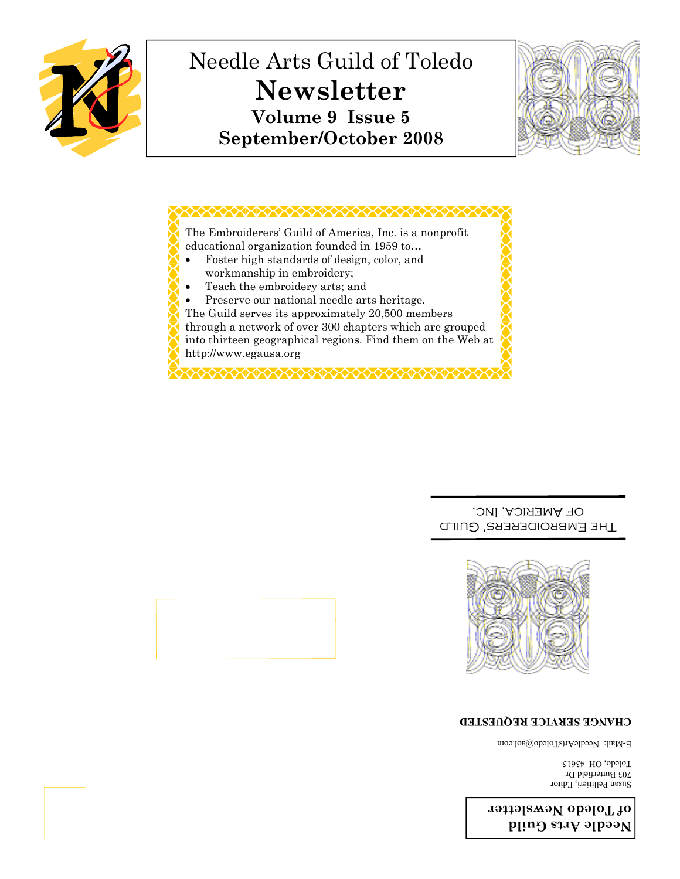# Needle Arts Guild of Toledo

# Newsletter

### Volume 9 Issue 5

### September/October 2008

The Embroiderers' Guild of America, Inc. is a nonprofit educational organization founded in 1959 to…

- Foster high standards of design, color, and workmanship in embroidery;
- Teach the embroidery arts; and
- Preserve our national needle arts heritage.

The Guild serves its approximately 20,500 members through a network of over 300 chapters which are grouped into thirteen geographical regions. Find them on the Web at http://www.egausa.org

THE EMBROIDERERS' GUILD OF AMERICA, INC.

**CHANGE SERVICE REQUESTED**

E-Mail: NeedleArtsToledo@aol.com

Toledo, OH 43615

703 Butterfield Dr

Susan Pellitieri, Editor

**Needle Arts Guild of Toledo Newsletter**